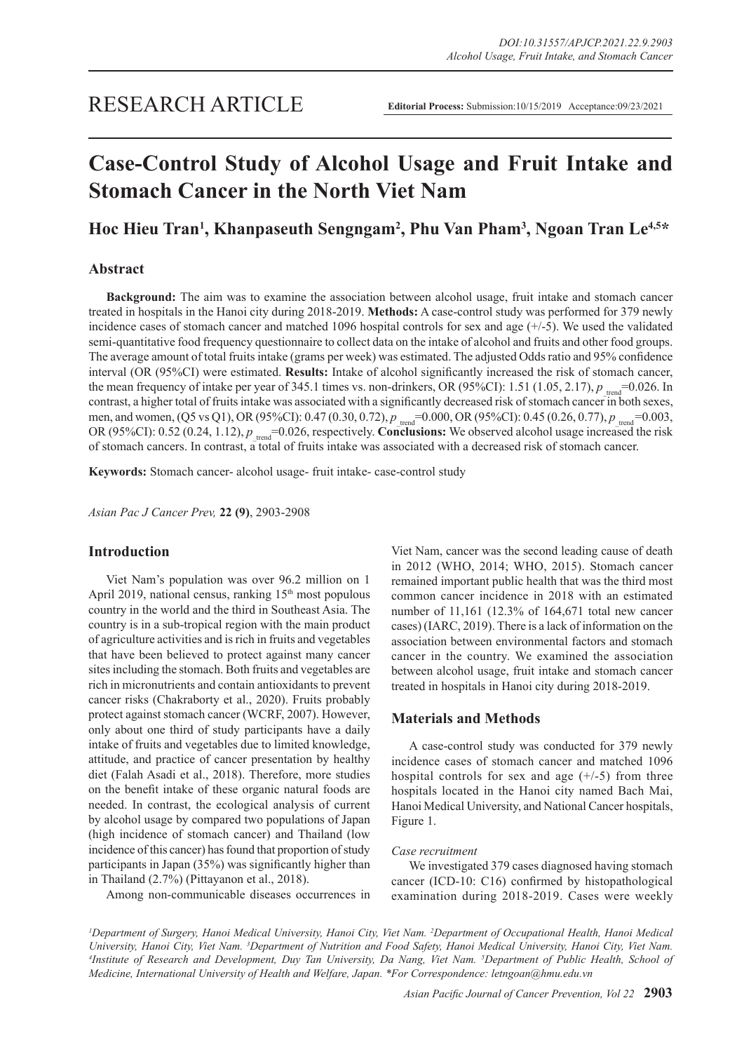RESEARCH ARTICLE

**Editorial Process:** Submission:10/15/2019 Acceptance:09/23/2021

# Case-Control Study of Alcohol Usage and Fruit Intake and Stomach Cancer in the North Viet Nam

**Hoc Hieu Tran[1], Khanpaseuth Sengngam[2], Phu Van Pham[3], Ngoan Tran Le[4,5]***

## Abstract

**Background:** The aim was to examine the association between alcohol usage, fruit intake and stomach cancer treated in hospitals in the Hanoi city during 2018-2019. **Methods:** A case-control study was performed for 379 newly incidence cases of stomach cancer and matched 1096 hospital controls for sex and age (+/-5). We used the validated semi-quantitative food frequency questionnaire to collect data on the intake of alcohol and fruits and other food groups. The average amount of total fruits intake (grams per week) was estimated. The adjusted Odds ratio and 95% confidence interval (OR (95%CI) were estimated. **Results:** Intake of alcohol significantly increased the risk of stomach cancer, the mean frequency of intake per year of 345.1 times vs. non-drinkers, OR (95%CI): 1.51 (1.05, 2.17), $p_{\_trend}$=0.026. In contrast, a higher total of fruits intake was associated with a significantly decreased risk of stomach cancer in both sexes, men, and women, (Q5 vs Q1), OR (95%CI): 0.47 (0.30, 0.72), $p_{\_trend}$=0.000, OR (95%CI): 0.45 (0.26, 0.77), $p_{\_trend}$=0.003, OR (95%CI): 0.52 (0.24, 1.12), $p_{\_trend}$=0.026, respectively. **Conclusions:** We observed alcohol usage increased the risk of stomach cancers. In contrast, a total of fruits intake was associated with a decreased risk of stomach cancer.

**Keywords:** Stomach cancer- alcohol usage- fruit intake- case-control study

*Asian Pac J Cancer Prev,* **22 (9)**, 2903-2908

## Introduction

Viet Nam's population was over 96.2 million on 1 April 2019, national census, ranking 15th most populous country in the world and the third in Southeast Asia. The country is in a sub-tropical region with the main product of agriculture activities and is rich in fruits and vegetables that have been believed to protect against many cancer sites including the stomach. Both fruits and vegetables are rich in micronutrients and contain antioxidants to prevent cancer risks (Chakraborty et al., 2020). Fruits probably protect against stomach cancer (WCRF, 2007). However, only about one third of study participants have a daily intake of fruits and vegetables due to limited knowledge, attitude, and practice of cancer presentation by healthy diet (Falah Asadi et al., 2018). Therefore, more studies on the benefit intake of these organic natural foods are needed. In contrast, the ecological analysis of current by alcohol usage by compared two populations of Japan (high incidence of stomach cancer) and Thailand (low incidence of this cancer) has found that proportion of study participants in Japan (35%) was significantly higher than in Thailand (2.7%) (Pittayanon et al., 2018).

Among non-communicable diseases occurrences in Viet Nam, cancer was the second leading cause of death in 2012 (WHO, 2014; WHO, 2015). Stomach cancer remained important public health that was the third most common cancer incidence in 2018 with an estimated number of 11,161 (12.3% of 164,671 total new cancer cases) (IARC, 2019). There is a lack of information on the association between environmental factors and stomach cancer in the country. We examined the association between alcohol usage, fruit intake and stomach cancer treated in hospitals in Hanoi city during 2018-2019.

## Materials and Methods

A case-control study was conducted for 379 newly incidence cases of stomach cancer and matched 1096 hospital controls for sex and age (+/-5) from three hospitals located in the Hanoi city named Bach Mai, Hanoi Medical University, and National Cancer hospitals, Figure 1.

*Case recruitment*

We investigated 379 cases diagnosed having stomach cancer (ICD-10: C16) confirmed by histopathological examination during 2018-2019. Cases were weekly

*[1]Department of Surgery, Hanoi Medical University, Hanoi City, Viet Nam. [2]Department of Occupational Health, Hanoi Medical University, Hanoi City, Viet Nam. [3]Department of Nutrition and Food Safety, Hanoi Medical University, Hanoi City, Viet Nam. [4]Institute of Research and Development, Duy Tan University, Da Nang, Viet Nam. [5]Department of Public Health, School of Medicine, International University of Health and Welfare, Japan. *For Correspondence: letngoan@hmu.edu.vn*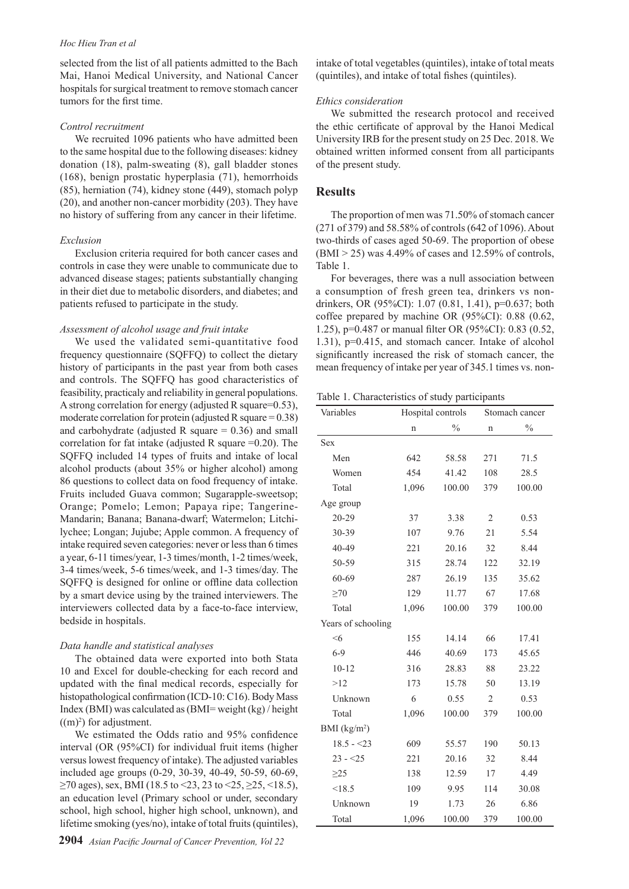selected from the list of all patients admitted to the Bach Mai, Hanoi Medical University, and National Cancer hospitals for surgical treatment to remove stomach cancer tumors for the first time.

*Control recruitment*

We recruited 1096 patients who have admitted been to the same hospital due to the following diseases: kidney donation (18), palm-sweating (8), gall bladder stones (168), benign prostatic hyperplasia (71), hemorrhoids (85), herniation (74), kidney stone (449), stomach polyp (20), and another non-cancer morbidity (203). They have no history of suffering from any cancer in their lifetime.

*Exclusion*

Exclusion criteria required for both cancer cases and controls in case they were unable to communicate due to advanced disease stages; patients substantially changing in their diet due to metabolic disorders, and diabetes; and patients refused to participate in the study.

*Assessment of alcohol usage and fruit intake*

We used the validated semi-quantitative food frequency questionnaire (SQFFQ) to collect the dietary history of participants in the past year from both cases and controls. The SQFFQ has good characteristics of feasibility, practicaly and reliability in general populations. A strong correlation for energy (adjusted R square=0.53), moderate correlation for protein (adjusted R square = 0.38) and carbohydrate (adjusted R square = 0.36) and small correlation for fat intake (adjusted R square =0.20). The SQFFQ included 14 types of fruits and intake of local alcohol products (about 35% or higher alcohol) among 86 questions to collect data on food frequency of intake. Fruits included Guava common; Sugarapple-sweetsop; Orange; Pomelo; Lemon; Papaya ripe; Tangerine-Mandarin; Banana; Banana-dwarf; Watermelon; Litchi-lychee; Longan; Jujube; Apple common. A frequency of intake required seven categories: never or less than 6 times a year, 6-11 times/year, 1-3 times/month, 1-2 times/week, 3-4 times/week, 5-6 times/week, and 1-3 times/day. The SQFFQ is designed for online or offline data collection by a smart device using by the trained interviewers. The interviewers collected data by a face-to-face interview, bedside in hospitals.

*Data handle and statistical analyses*

The obtained data were exported into both Stata 10 and Excel for double-checking for each record and updated with the final medical records, especially for histopathological confirmation (ICD-10: C16). Body Mass Index (BMI) was calculated as (BMI= weight (kg) / height $((m)^2)$ for adjustment.

We estimated the Odds ratio and 95% confidence interval (OR (95%CI) for individual fruit items (higher versus lowest frequency of intake). The adjusted variables included age groups (0-29, 30-39, 40-49, 50-59, 60-69, ≥70 ages), sex, BMI (18.5 to <23, 23 to <25, ≥25, <18.5), an education level (Primary school or under, secondary school, high school, higher high school, unknown), and lifetime smoking (yes/no), intake of total fruits (quintiles), intake of total vegetables (quintiles), intake of total meats (quintiles), and intake of total fishes (quintiles).

*Ethics consideration*

We submitted the research protocol and received the ethic certificate of approval by the Hanoi Medical University IRB for the present study on 25 Dec. 2018. We obtained written informed consent from all participants of the present study.

## Results

The proportion of men was 71.50% of stomach cancer (271 of 379) and 58.58% of controls (642 of 1096). About two-thirds of cases aged 50-69. The proportion of obese (BMI > 25) was 4.49% of cases and 12.59% of controls, Table 1.

For beverages, there was a null association between a consumption of fresh green tea, drinkers vs non-drinkers, OR (95%CI): 1.07 (0.81, 1.41), p=0.637; both coffee prepared by machine OR (95%CI): 0.88 (0.62, 1.25), p=0.487 or manual filter OR (95%CI): 0.83 (0.52, 1.31), p=0.415, and stomach cancer. Intake of alcohol significantly increased the risk of stomach cancer, the mean frequency of intake per year of 345.1 times vs. non-

Table 1. Characteristics of study participants

| Variables | Hospital controls | | Stomach cancer | |
|---|---|---|---|---|
| | n | % | n | % |
| Sex | | | | |
| Men | 642 | 58.58 | 271 | 71.5 |
| Women | 454 | 41.42 | 108 | 28.5 |
| Total | 1,096 | 100.00 | 379 | 100.00 |
| Age group | | | | |
| 20-29 | 37 | 3.38 | 2 | 0.53 |
| 30-39 | 107 | 9.76 | 21 | 5.54 |
| 40-49 | 221 | 20.16 | 32 | 8.44 |
| 50-59 | 315 | 28.74 | 122 | 32.19 |
| 60-69 | 287 | 26.19 | 135 | 35.62 |
| ≥70 | 129 | 11.77 | 67 | 17.68 |
| Total | 1,096 | 100.00 | 379 | 100.00 |
| Years of schooling | | | | |
| <6 | 155 | 14.14 | 66 | 17.41 |
| 6-9 | 446 | 40.69 | 173 | 45.65 |
| 10-12 | 316 | 28.83 | 88 | 23.22 |
| >12 | 173 | 15.78 | 50 | 13.19 |
| Unknown | 6 | 0.55 | 2 | 0.53 |
| Total | 1,096 | 100.00 | 379 | 100.00 |
| BMI ($kg/m^2$) | | | | |
| 18.5 - <23 | 609 | 55.57 | 190 | 50.13 |
| 23 - <25 | 221 | 20.16 | 32 | 8.44 |
| ≥25 | 138 | 12.59 | 17 | 4.49 |
| <18.5 | 109 | 9.95 | 114 | 30.08 |
| Unknown | 19 | 1.73 | 26 | 6.86 |
| Total | 1,096 | 100.00 | 379 | 100.00 |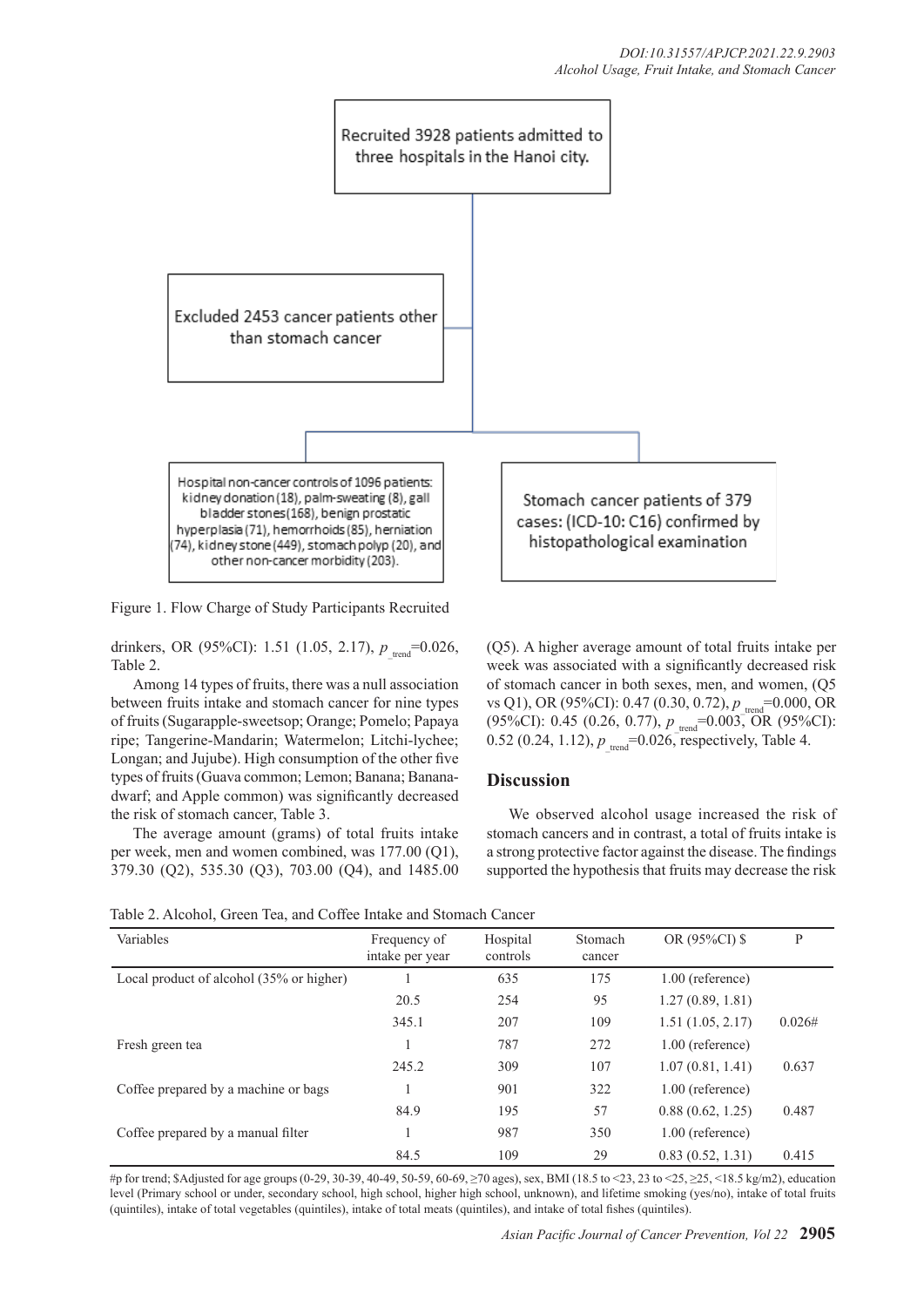Recruited 3928 patients admitted to three hospitals in the Hanoi city.

Excluded 2453 cancer patients other than stomach cancer

Hospital non-cancer controls of 1096 patients: kidney donation (18), palm-sweating (8), gall bladder stones (168), benign prostatic hyperplasia (71), hemorrhoids (85), herniation (74), kidney stone (449), stomach polyp (20), and other non-cancer morbidity (203).

Stomach cancer patients of 379 cases: (ICD-10: C16) confirmed by histopathological examination

Figure 1. Flow Charge of Study Participants Recruited

drinkers, OR (95%CI): 1.51 (1.05, 2.17), $p_{\_trend}$=0.026, Table 2.

Among 14 types of fruits, there was a null association between fruits intake and stomach cancer for nine types of fruits (Sugarapple-sweetsop; Orange; Pomelo; Papaya ripe; Tangerine-Mandarin; Watermelon; Litchi-lychee; Longan; and Jujube). High consumption of the other five types of fruits (Guava common; Lemon; Banana; Banana-dwarf; and Apple common) was significantly decreased the risk of stomach cancer, Table 3.

The average amount (grams) of total fruits intake per week, men and women combined, was 177.00 (Q1), 379.30 (Q2), 535.30 (Q3), 703.00 (Q4), and 1485.00 (Q5). A higher average amount of total fruits intake per week was associated with a significantly decreased risk of stomach cancer in both sexes, men, and women, (Q5 vs Q1), OR (95%CI): 0.47 (0.30, 0.72), $p_{\_trend}$=0.000, OR (95%CI): 0.45 (0.26, 0.77), $p_{\_trend}$=0.003, OR (95%CI): 0.52 (0.24, 1.12), $p_{\_trend}$=0.026, respectively, Table 4.

## Discussion

We observed alcohol usage increased the risk of stomach cancers and in contrast, a total of fruits intake is a strong protective factor against the disease. The findings supported the hypothesis that fruits may decrease the risk

Table 2. Alcohol, Green Tea, and Coffee Intake and Stomach Cancer

| Variables | Frequency of intake per year | Hospital controls | Stomach cancer | OR (95%CI) $ | P |
|---|---|---|---|---|---|
| Local product of alcohol (35% or higher) | 1 | 635 | 175 | 1.00 (reference) | |
| | 20.5 | 254 | 95 | 1.27 (0.89, 1.81) | |
| | 345.1 | 207 | 109 | 1.51 (1.05, 2.17) | 0.026# |
| Fresh green tea | 1 | 787 | 272 | 1.00 (reference) | |
| | 245.2 | 309 | 107 | 1.07 (0.81, 1.41) | 0.637 |
| Coffee prepared by a machine or bags | 1 | 901 | 322 | 1.00 (reference) | |
| | 84.9 | 195 | 57 | 0.88 (0.62, 1.25) | 0.487 |
| Coffee prepared by a manual filter | 1 | 987 | 350 | 1.00 (reference) | |
| | 84.5 | 109 | 29 | 0.83 (0.52, 1.31) | 0.415 |

#p for trend; $Adjusted for age groups (0-29, 30-39, 40-49, 50-59, 60-69, ≥70 ages), sex, BMI (18.5 to <23, 23 to <25, ≥25, <18.5 kg/m2), education level (Primary school or under, secondary school, high school, higher high school, unknown), and lifetime smoking (yes/no), intake of total fruits (quintiles), intake of total vegetables (quintiles), intake of total meats (quintiles), and intake of total fishes (quintiles).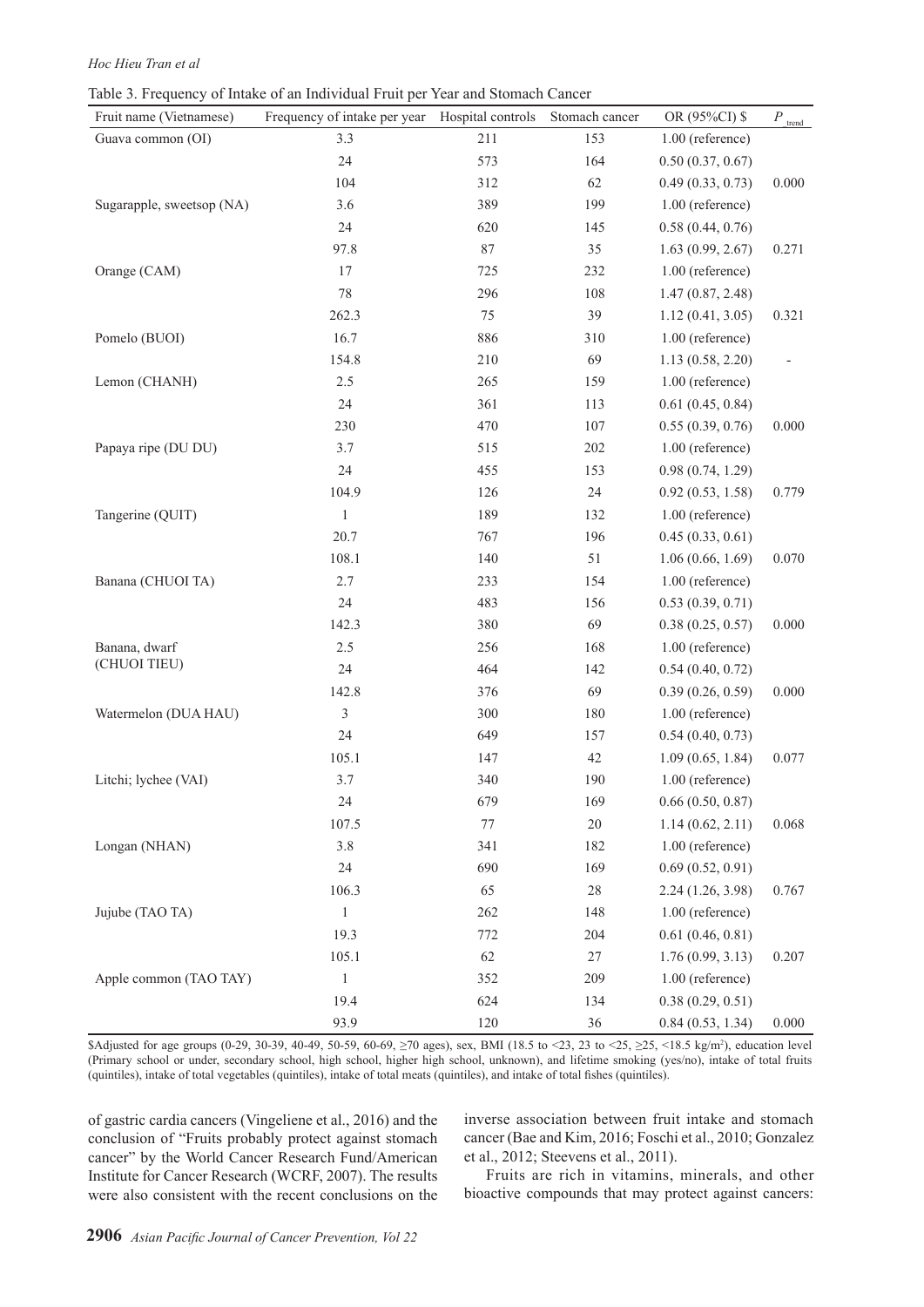Table 3. Frequency of Intake of an Individual Fruit per Year and Stomach Cancer

| Fruit name (Vietnamese) | Frequency of intake per year | Hospital controls | Stomach cancer | OR (95%CI) $ | $P_{trend}$ |
|---|---|---|---|---|---|
| Guava common (OI) | 3.3 | 211 | 153 | 1.00 (reference) | |
| | 24 | 573 | 164 | 0.50 (0.37, 0.67) | |
| | 104 | 312 | 62 | 0.49 (0.33, 0.73) | 0.000 |
| Sugarapple, sweetsop (NA) | 3.6 | 389 | 199 | 1.00 (reference) | |
| | 24 | 620 | 145 | 0.58 (0.44, 0.76) | |
| | 97.8 | 87 | 35 | 1.63 (0.99, 2.67) | 0.271 |
| Orange (CAM) | 17 | 725 | 232 | 1.00 (reference) | |
| | 78 | 296 | 108 | 1.47 (0.87, 2.48) | |
| | 262.3 | 75 | 39 | 1.12 (0.41, 3.05) | 0.321 |
| Pomelo (BUOI) | 16.7 | 886 | 310 | 1.00 (reference) | |
| | 154.8 | 210 | 69 | 1.13 (0.58, 2.20) | - |
| Lemon (CHANH) | 2.5 | 265 | 159 | 1.00 (reference) | |
| | 24 | 361 | 113 | 0.61 (0.45, 0.84) | |
| | 230 | 470 | 107 | 0.55 (0.39, 0.76) | 0.000 |
| Papaya ripe (DU DU) | 3.7 | 515 | 202 | 1.00 (reference) | |
| | 24 | 455 | 153 | 0.98 (0.74, 1.29) | |
| | 104.9 | 126 | 24 | 0.92 (0.53, 1.58) | 0.779 |
| Tangerine (QUIT) | 1 | 189 | 132 | 1.00 (reference) | |
| | 20.7 | 767 | 196 | 0.45 (0.33, 0.61) | |
| | 108.1 | 140 | 51 | 1.06 (0.66, 1.69) | 0.070 |
| Banana (CHUOI TA) | 2.7 | 233 | 154 | 1.00 (reference) | |
| | 24 | 483 | 156 | 0.53 (0.39, 0.71) | |
| | 142.3 | 380 | 69 | 0.38 (0.25, 0.57) | 0.000 |
| Banana, dwarf (CHUOI TIEU) | 2.5 | 256 | 168 | 1.00 (reference) | |
| | 24 | 464 | 142 | 0.54 (0.40, 0.72) | |
| | 142.8 | 376 | 69 | 0.39 (0.26, 0.59) | 0.000 |
| Watermelon (DUA HAU) | 3 | 300 | 180 | 1.00 (reference) | |
| | 24 | 649 | 157 | 0.54 (0.40, 0.73) | |
| | 105.1 | 147 | 42 | 1.09 (0.65, 1.84) | 0.077 |
| Litchi; lychee (VAI) | 3.7 | 340 | 190 | 1.00 (reference) | |
| | 24 | 679 | 169 | 0.66 (0.50, 0.87) | |
| | 107.5 | 77 | 20 | 1.14 (0.62, 2.11) | 0.068 |
| Longan (NHAN) | 3.8 | 341 | 182 | 1.00 (reference) | |
| | 24 | 690 | 169 | 0.69 (0.52, 0.91) | |
| | 106.3 | 65 | 28 | 2.24 (1.26, 3.98) | 0.767 |
| Jujube (TAO TA) | 1 | 262 | 148 | 1.00 (reference) | |
| | 19.3 | 772 | 204 | 0.61 (0.46, 0.81) | |
| | 105.1 | 62 | 27 | 1.76 (0.99, 3.13) | 0.207 |
| Apple common (TAO TAY) | 1 | 352 | 209 | 1.00 (reference) | |
| | 19.4 | 624 | 134 | 0.38 (0.29, 0.51) | |
| | 93.9 | 120 | 36 | 0.84 (0.53, 1.34) | 0.000 |

$Adjusted for age groups (0-29, 30-39, 40-49, 50-59, 60-69, ≥70 ages), sex, BMI (18.5 to <23, 23 to <25, ≥25, <18.5 kg/m²), education level (Primary school or under, secondary school, high school, higher high school, unknown), and lifetime smoking (yes/no), intake of total fruits (quintiles), intake of total vegetables (quintiles), intake of total meats (quintiles), and intake of total fishes (quintiles).

of gastric cardia cancers (Vingeliene et al., 2016) and the conclusion of "Fruits probably protect against stomach cancer" by the World Cancer Research Fund/American Institute for Cancer Research (WCRF, 2007). The results were also consistent with the recent conclusions on the inverse association between fruit intake and stomach cancer (Bae and Kim, 2016; Foschi et al., 2010; Gonzalez et al., 2012; Steevens et al., 2011).

Fruits are rich in vitamins, minerals, and other bioactive compounds that may protect against cancers: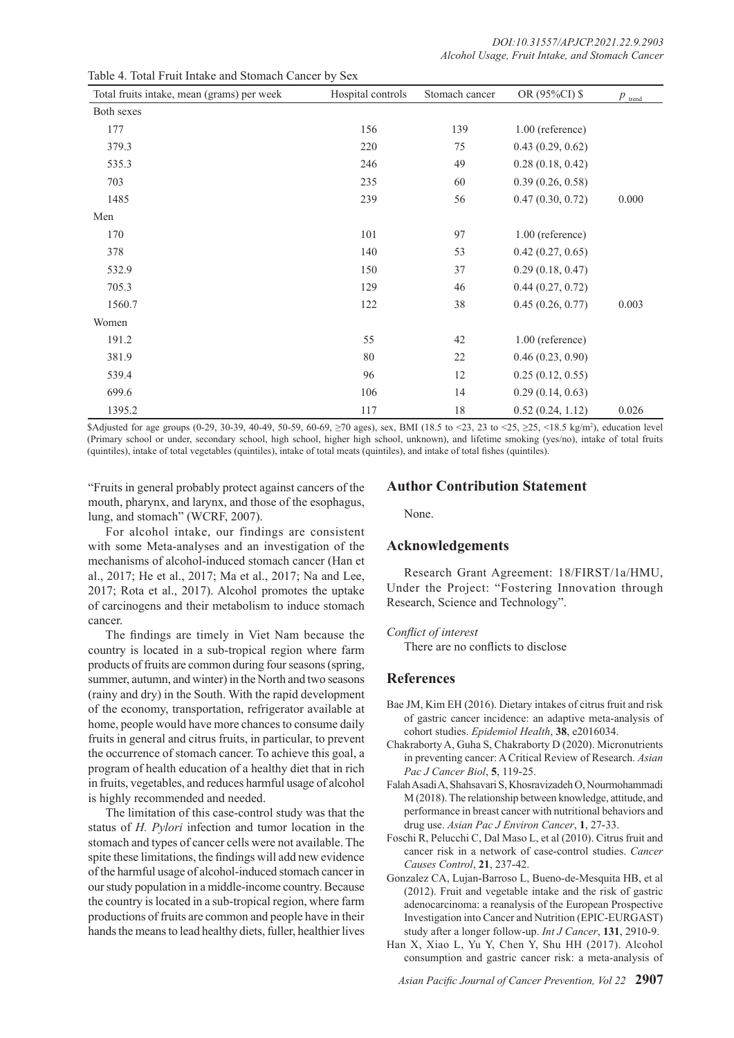Table 4. Total Fruit Intake and Stomach Cancer by Sex

| Total fruits intake, mean (grams) per week | Hospital controls | Stomach cancer | OR (95%CI) $ | $p_{\_trend}$ |
|---|---|---|---|---|
| Both sexes | | | | |
| 177 | 156 | 139 | 1.00 (reference) | |
| 379.3 | 220 | 75 | 0.43 (0.29, 0.62) | |
| 535.3 | 246 | 49 | 0.28 (0.18, 0.42) | |
| 703 | 235 | 60 | 0.39 (0.26, 0.58) | |
| 1485 | 239 | 56 | 0.47 (0.30, 0.72) | 0.000 |
| Men | | | | |
| 170 | 101 | 97 | 1.00 (reference) | |
| 378 | 140 | 53 | 0.42 (0.27, 0.65) | |
| 532.9 | 150 | 37 | 0.29 (0.18, 0.47) | |
| 705.3 | 129 | 46 | 0.44 (0.27, 0.72) | |
| 1560.7 | 122 | 38 | 0.45 (0.26, 0.77) | 0.003 |
| Women | | | | |
| 191.2 | 55 | 42 | 1.00 (reference) | |
| 381.9 | 80 | 22 | 0.46 (0.23, 0.90) | |
| 539.4 | 96 | 12 | 0.25 (0.12, 0.55) | |
| 699.6 | 106 | 14 | 0.29 (0.14, 0.63) | |
| 1395.2 | 117 | 18 | 0.52 (0.24, 1.12) | 0.026 |

$Adjusted for age groups (0-29, 30-39, 40-49, 50-59, 60-69, ≥70 ages), sex, BMI (18.5 to <23, 23 to <25, ≥25, <18.5 kg/m$^2$), education level (Primary school or under, secondary school, high school, higher high school, unknown), and lifetime smoking (yes/no), intake of total fruits (quintiles), intake of total vegetables (quintiles), intake of total meats (quintiles), and intake of total fishes (quintiles).

"Fruits in general probably protect against cancers of the mouth, pharynx, and larynx, and those of the esophagus, lung, and stomach" (WCRF, 2007).

For alcohol intake, our findings are consistent with some Meta-analyses and an investigation of the mechanisms of alcohol-induced stomach cancer (Han et al., 2017; He et al., 2017; Ma et al., 2017; Na and Lee, 2017; Rota et al., 2017). Alcohol promotes the uptake of carcinogens and their metabolism to induce stomach cancer.

The findings are timely in Viet Nam because the country is located in a sub-tropical region where farm products of fruits are common during four seasons (spring, summer, autumn, and winter) in the North and two seasons (rainy and dry) in the South. With the rapid development of the economy, transportation, refrigerator available at home, people would have more chances to consume daily fruits in general and citrus fruits, in particular, to prevent the occurrence of stomach cancer. To achieve this goal, a program of health education of a healthy diet that in rich in fruits, vegetables, and reduces harmful usage of alcohol is highly recommended and needed.

The limitation of this case-control study was that the status of *H. Pylori* infection and tumor location in the stomach and types of cancer cells were not available. The spite these limitations, the findings will add new evidence of the harmful usage of alcohol-induced stomach cancer in our study population in a middle-income country. Because the country is located in a sub-tropical region, where farm productions of fruits are common and people have in their hands the means to lead healthy diets, fuller, healthier lives

## Author Contribution Statement

None.

## Acknowledgements

Research Grant Agreement: 18/FIRST/1a/HMU, Under the Project: "Fostering Innovation through Research, Science and Technology".

*Conflict of interest*

There are no conflicts to disclose

## References

Bae JM, Kim EH (2016). Dietary intakes of citrus fruit and risk of gastric cancer incidence: an adaptive meta-analysis of cohort studies. *Epidemiol Health*, **38**, e2016034.

Chakraborty A, Guha S, Chakraborty D (2020). Micronutrients in preventing cancer: A Critical Review of Research. *Asian Pac J Cancer Biol*, **5**, 119-25.

Falah Asadi A, Shahsavari S, Khosravizadeh O, Nourmohammadi M (2018). The relationship between knowledge, attitude, and performance in breast cancer with nutritional behaviors and drug use. *Asian Pac J Environ Cancer*, **1**, 27-33.

Foschi R, Pelucchi C, Dal Maso L, et al (2010). Citrus fruit and cancer risk in a network of case-control studies. *Cancer Causes Control*, **21**, 237-42.

Gonzalez CA, Lujan-Barroso L, Bueno-de-Mesquita HB, et al (2012). Fruit and vegetable intake and the risk of gastric adenocarcinoma: a reanalysis of the European Prospective Investigation into Cancer and Nutrition (EPIC-EURGAST) study after a longer follow-up. *Int J Cancer*, **131**, 2910-9.

Han X, Xiao L, Yu Y, Chen Y, Shu HH (2017). Alcohol consumption and gastric cancer risk: a meta-analysis of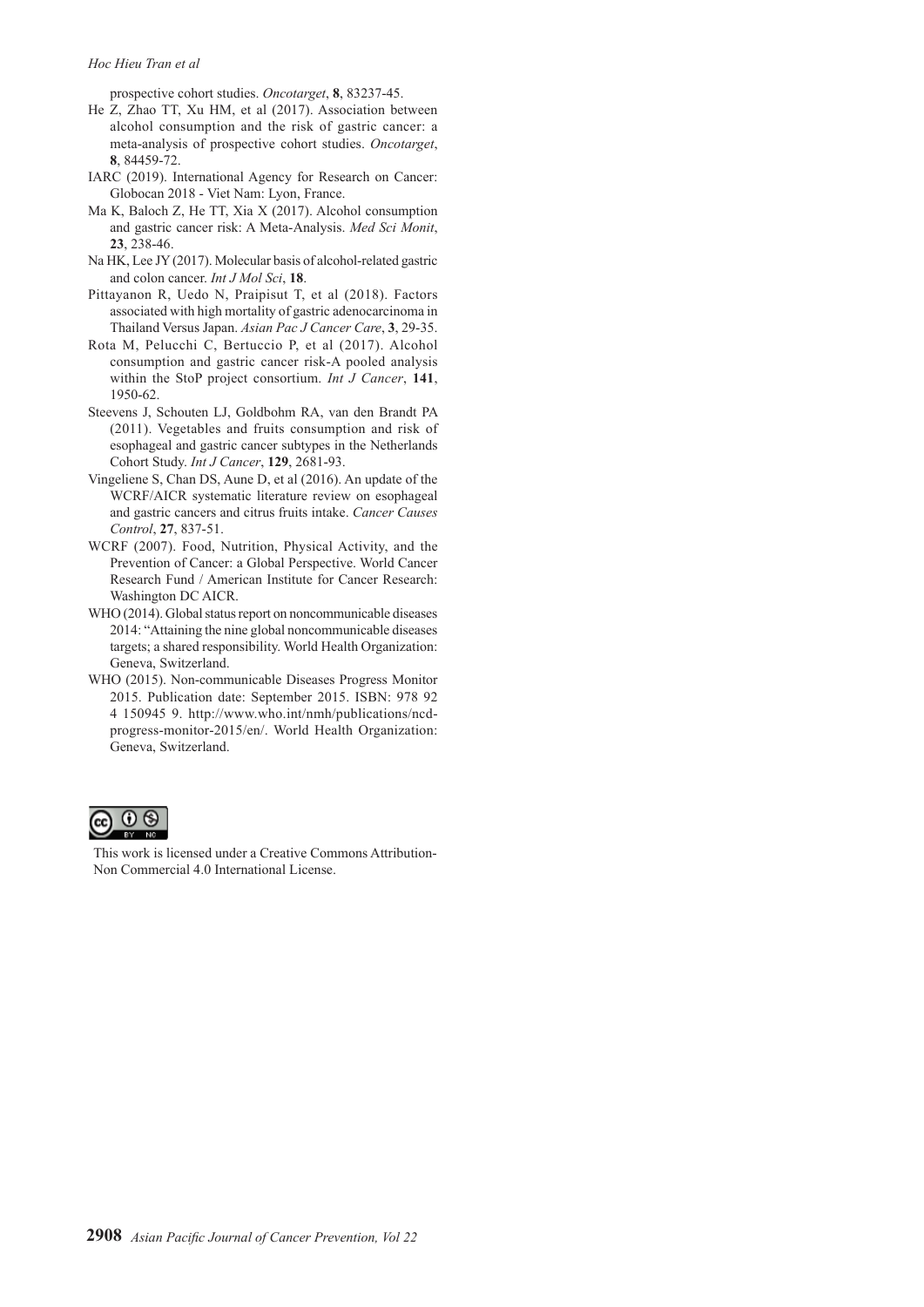prospective cohort studies. *Oncotarget*, **8**, 83237-45.

He Z, Zhao TT, Xu HM, et al (2017). Association between alcohol consumption and the risk of gastric cancer: a meta-analysis of prospective cohort studies. *Oncotarget*, **8**, 84459-72.

IARC (2019). International Agency for Research on Cancer: Globocan 2018 - Viet Nam: Lyon, France.

Ma K, Baloch Z, He TT, Xia X (2017). Alcohol consumption and gastric cancer risk: A Meta-Analysis. *Med Sci Monit*, **23**, 238-46.

Na HK, Lee JY (2017). Molecular basis of alcohol-related gastric and colon cancer. *Int J Mol Sci*, **18**.

Pittayanon R, Uedo N, Praipisut T, et al (2018). Factors associated with high mortality of gastric adenocarcinoma in Thailand Versus Japan. *Asian Pac J Cancer Care*, **3**, 29-35.

Rota M, Pelucchi C, Bertuccio P, et al (2017). Alcohol consumption and gastric cancer risk-A pooled analysis within the StoP project consortium. *Int J Cancer*, **141**, 1950-62.

Steevens J, Schouten LJ, Goldbohm RA, van den Brandt PA (2011). Vegetables and fruits consumption and risk of esophageal and gastric cancer subtypes in the Netherlands Cohort Study. *Int J Cancer*, **129**, 2681-93.

Vingeliene S, Chan DS, Aune D, et al (2016). An update of the WCRF/AICR systematic literature review on esophageal and gastric cancers and citrus fruits intake. *Cancer Causes Control*, **27**, 837-51.

WCRF (2007). Food, Nutrition, Physical Activity, and the Prevention of Cancer: a Global Perspective. World Cancer Research Fund / American Institute for Cancer Research: Washington DC AICR.

WHO (2014). Global status report on noncommunicable diseases 2014: "Attaining the nine global noncommunicable diseases targets; a shared responsibility. World Health Organization: Geneva, Switzerland.

WHO (2015). Non-communicable Diseases Progress Monitor 2015. Publication date: September 2015. ISBN: 978 92 4 150945 9. http://www.who.int/nmh/publications/ncd-progress-monitor-2015/en/. World Health Organization: Geneva, Switzerland.

This work is licensed under a Creative Commons Attribution-Non Commercial 4.0 International License.